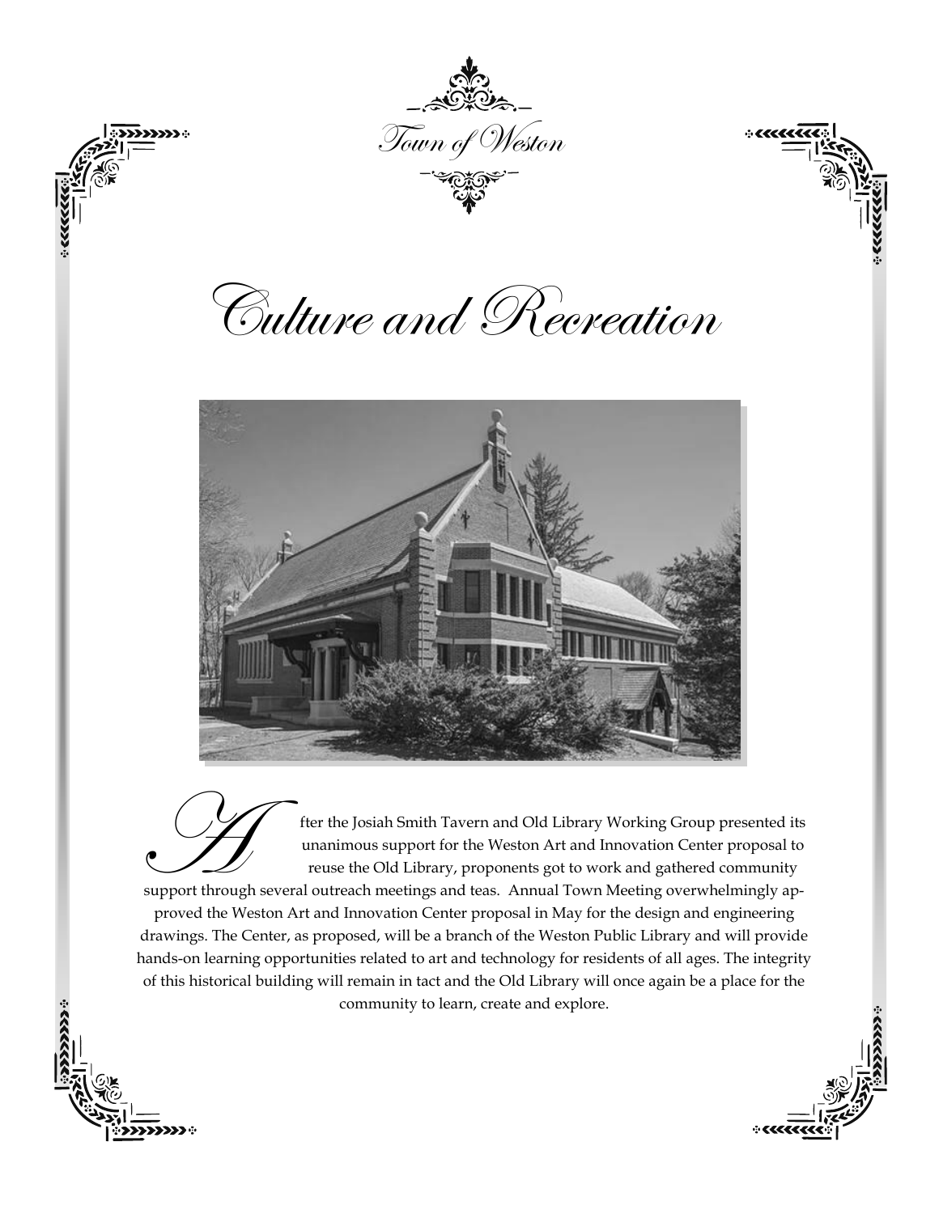Town of Weston

# Culture and Recreation

After the Josiah Smith Tavern and Old Library Working Group presented its unanimous support for the Weston Art and Innovation Center proposal to reuse the Old Library, proponents got to work and gathered community support through several outreach meetings and teas. Annual Town Meeting overwhelmingly approved the Weston Art and Innovation Center proposal in May for the design and engineering drawings. The Center, as proposed, will be a branch of the Weston Public Library and will provide hands-on learning opportunities related to art and technology for residents of all ages. The integrity of this historical building will remain in tact and the Old Library will once again be a place for the community to learn, create and explore.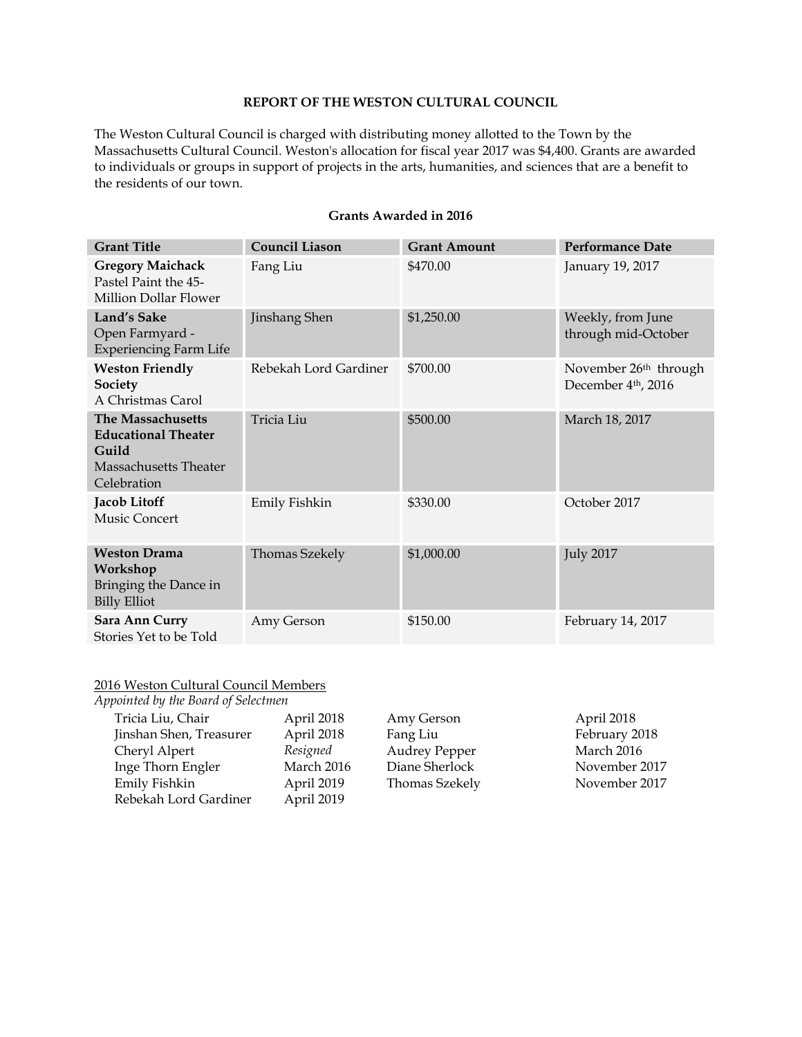**REPORT OF THE WESTON CULTURAL COUNCIL**

The Weston Cultural Council is charged with distributing money allotted to the Town by the Massachusetts Cultural Council. Weston's allocation for fiscal year 2017 was $4,400. Grants are awarded to individuals or groups in support of projects in the arts, humanities, and sciences that are a benefit to the residents of our town.

**Grants Awarded in 2016**

| Grant Title | Council Liason | Grant Amount | Performance Date |
|---|---|---|---|
| **Gregory Maichack** Pastel Paint the 45-Million Dollar Flower | Fang Liu | $470.00 | January 19, 2017 |
| **Land's Sake** Open Farmyard - Experiencing Farm Life | Jinshang Shen | $1,250.00 | Weekly, from June through mid-October |
| **Weston Friendly Society** A Christmas Carol | Rebekah Lord Gardiner | $700.00 | November 26th through December 4th, 2016 |
| **The Massachusetts Educational Theater Guild** Massachusetts Theater Celebration | Tricia Liu | $500.00 | March 18, 2017 |
| **Jacob Litoff** Music Concert | Emily Fishkin | $330.00 | October 2017 |
| **Weston Drama Workshop** Bringing the Dance in Billy Elliot | Thomas Szekely | $1,000.00 | July 2017 |
| **Sara Ann Curry** Stories Yet to be Told | Amy Gerson | $150.00 | February 14, 2017 |

2016 Weston Cultural Council Members
*Appointed by the Board of Selectmen*

| | | | |
|---|---|---|---|
| Tricia Liu, Chair | April 2018 | Amy Gerson | April 2018 |
| Jinshan Shen, Treasurer | April 2018 | Fang Liu | February 2018 |
| Cheryl Alpert | *Resigned* | Audrey Pepper | March 2016 |
| Inge Thorn Engler | March 2016 | Diane Sherlock | November 2017 |
| Emily Fishkin | April 2019 | Thomas Szekely | November 2017 |
| Rebekah Lord Gardiner | April 2019 | | |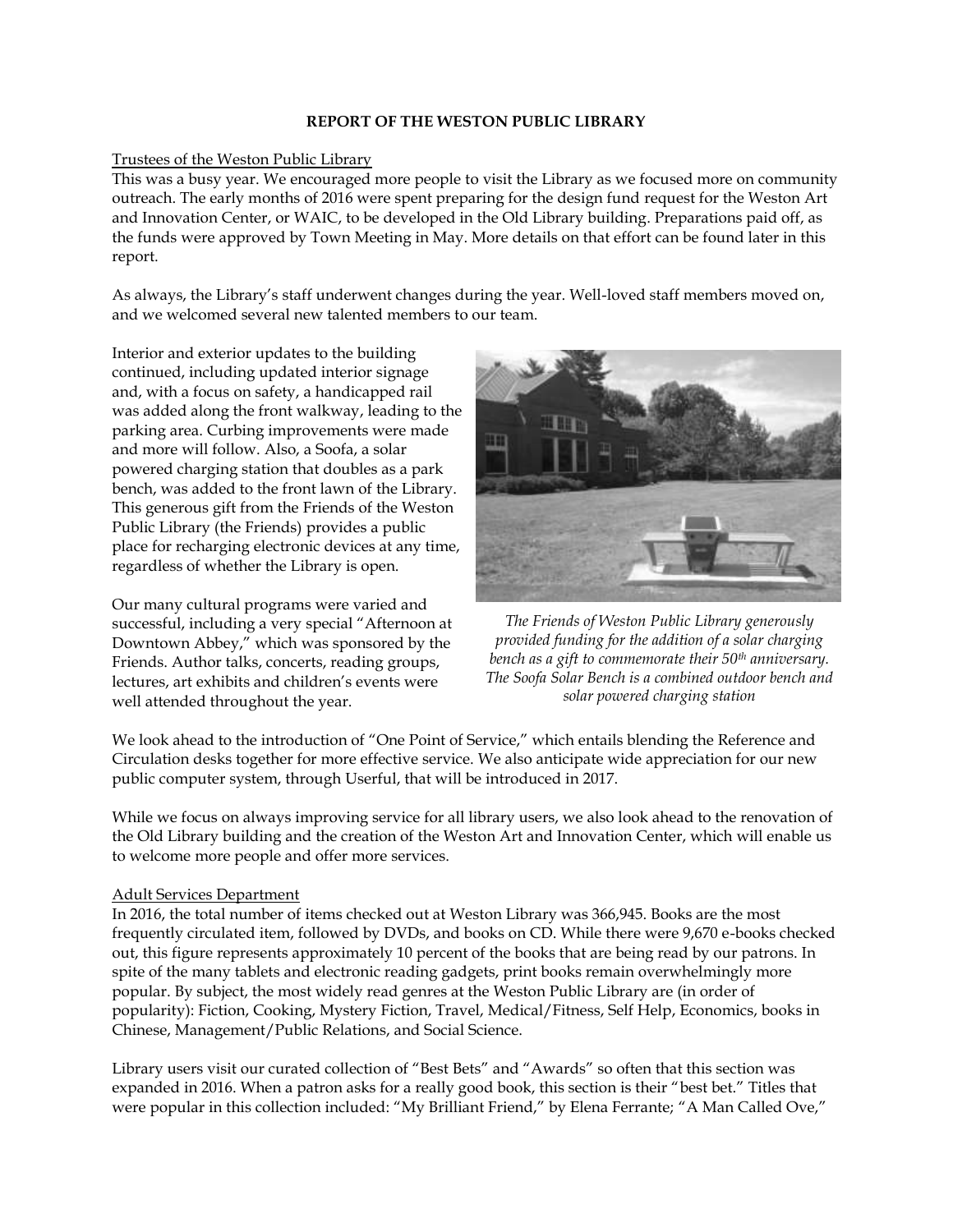**REPORT OF THE WESTON PUBLIC LIBRARY**

Trustees of the Weston Public Library

This was a busy year. We encouraged more people to visit the Library as we focused more on community outreach. The early months of 2016 were spent preparing for the design fund request for the Weston Art and Innovation Center, or WAIC, to be developed in the Old Library building. Preparations paid off, as the funds were approved by Town Meeting in May. More details on that effort can be found later in this report.

As always, the Library's staff underwent changes during the year. Well-loved staff members moved on, and we welcomed several new talented members to our team.

Interior and exterior updates to the building continued, including updated interior signage and, with a focus on safety, a handicapped rail was added along the front walkway, leading to the parking area. Curbing improvements were made and more will follow. Also, a Soofa, a solar powered charging station that doubles as a park bench, was added to the front lawn of the Library. This generous gift from the Friends of the Weston Public Library (the Friends) provides a public place for recharging electronic devices at any time, regardless of whether the Library is open.

*The Friends of Weston Public Library generously provided funding for the addition of a solar charging bench as a gift to commemorate their 50th anniversary. The Soofa Solar Bench is a combined outdoor bench and solar powered charging station*

Our many cultural programs were varied and successful, including a very special "Afternoon at Downtown Abbey," which was sponsored by the Friends. Author talks, concerts, reading groups, lectures, art exhibits and children's events were well attended throughout the year.

We look ahead to the introduction of "One Point of Service," which entails blending the Reference and Circulation desks together for more effective service. We also anticipate wide appreciation for our new public computer system, through Userful, that will be introduced in 2017.

While we focus on always improving service for all library users, we also look ahead to the renovation of the Old Library building and the creation of the Weston Art and Innovation Center, which will enable us to welcome more people and offer more services.

Adult Services Department

In 2016, the total number of items checked out at Weston Library was 366,945. Books are the most frequently circulated item, followed by DVDs, and books on CD. While there were 9,670 e-books checked out, this figure represents approximately 10 percent of the books that are being read by our patrons. In spite of the many tablets and electronic reading gadgets, print books remain overwhelmingly more popular. By subject, the most widely read genres at the Weston Public Library are (in order of popularity): Fiction, Cooking, Mystery Fiction, Travel, Medical/Fitness, Self Help, Economics, books in Chinese, Management/Public Relations, and Social Science.

Library users visit our curated collection of "Best Bets" and "Awards" so often that this section was expanded in 2016. When a patron asks for a really good book, this section is their "best bet." Titles that were popular in this collection included: "My Brilliant Friend," by Elena Ferrante; "A Man Called Ove,"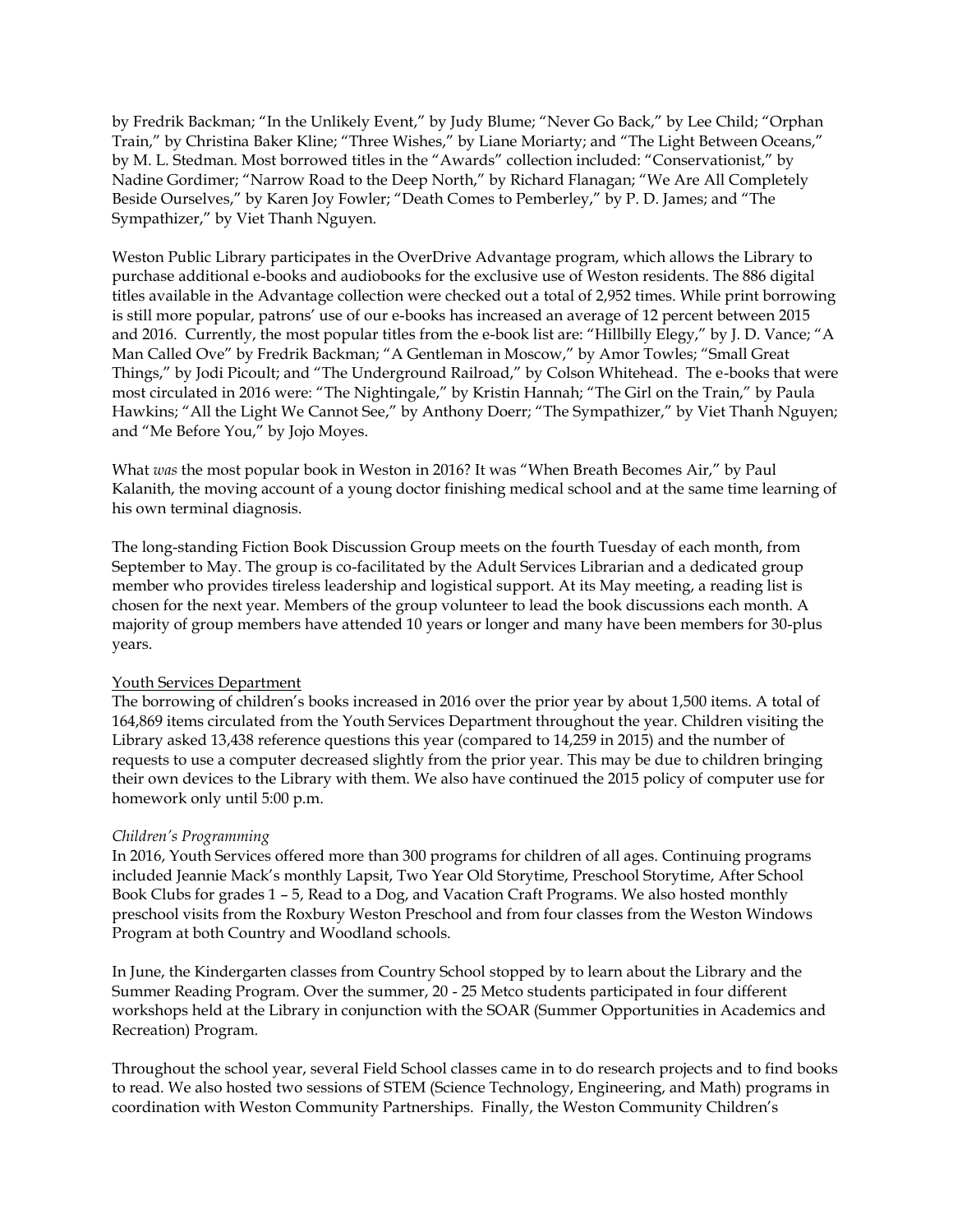by Fredrik Backman; “In the Unlikely Event,” by Judy Blume; “Never Go Back,” by Lee Child; “Orphan Train,” by Christina Baker Kline; “Three Wishes,” by Liane Moriarty; and “The Light Between Oceans,” by M. L. Stedman. Most borrowed titles in the “Awards” collection included: “Conservationist,” by Nadine Gordimer; “Narrow Road to the Deep North,” by Richard Flanagan; “We Are All Completely Beside Ourselves,” by Karen Joy Fowler; “Death Comes to Pemberley,” by P. D. James; and “The Sympathizer,” by Viet Thanh Nguyen.

Weston Public Library participates in the OverDrive Advantage program, which allows the Library to purchase additional e-books and audiobooks for the exclusive use of Weston residents. The 886 digital titles available in the Advantage collection were checked out a total of 2,952 times. While print borrowing is still more popular, patrons’ use of our e-books has increased an average of 12 percent between 2015 and 2016. Currently, the most popular titles from the e-book list are: “Hillbilly Elegy,” by J. D. Vance; “A Man Called Ove” by Fredrik Backman; “A Gentleman in Moscow,” by Amor Towles; “Small Great Things,” by Jodi Picoult; and “The Underground Railroad,” by Colson Whitehead. The e-books that were most circulated in 2016 were: “The Nightingale,” by Kristin Hannah; “The Girl on the Train,” by Paula Hawkins; “All the Light We Cannot See,” by Anthony Doerr; “The Sympathizer,” by Viet Thanh Nguyen; and “Me Before You,” by Jojo Moyes.

What *was* the most popular book in Weston in 2016? It was “When Breath Becomes Air,” by Paul Kalanith, the moving account of a young doctor finishing medical school and at the same time learning of his own terminal diagnosis.

The long-standing Fiction Book Discussion Group meets on the fourth Tuesday of each month, from September to May. The group is co-facilitated by the Adult Services Librarian and a dedicated group member who provides tireless leadership and logistical support. At its May meeting, a reading list is chosen for the next year. Members of the group volunteer to lead the book discussions each month. A majority of group members have attended 10 years or longer and many have been members for 30-plus years.

Youth Services Department

The borrowing of children’s books increased in 2016 over the prior year by about 1,500 items. A total of 164,869 items circulated from the Youth Services Department throughout the year. Children visiting the Library asked 13,438 reference questions this year (compared to 14,259 in 2015) and the number of requests to use a computer decreased slightly from the prior year. This may be due to children bringing their own devices to the Library with them. We also have continued the 2015 policy of computer use for homework only until 5:00 p.m.

*Children’s Programming*

In 2016, Youth Services offered more than 300 programs for children of all ages. Continuing programs included Jeannie Mack’s monthly Lapsit, Two Year Old Storytime, Preschool Storytime, After School Book Clubs for grades 1 – 5, Read to a Dog, and Vacation Craft Programs. We also hosted monthly preschool visits from the Roxbury Weston Preschool and from four classes from the Weston Windows Program at both Country and Woodland schools.

In June, the Kindergarten classes from Country School stopped by to learn about the Library and the Summer Reading Program. Over the summer, 20 - 25 Metco students participated in four different workshops held at the Library in conjunction with the SOAR (Summer Opportunities in Academics and Recreation) Program.

Throughout the school year, several Field School classes came in to do research projects and to find books to read. We also hosted two sessions of STEM (Science Technology, Engineering, and Math) programs in coordination with Weston Community Partnerships. Finally, the Weston Community Children’s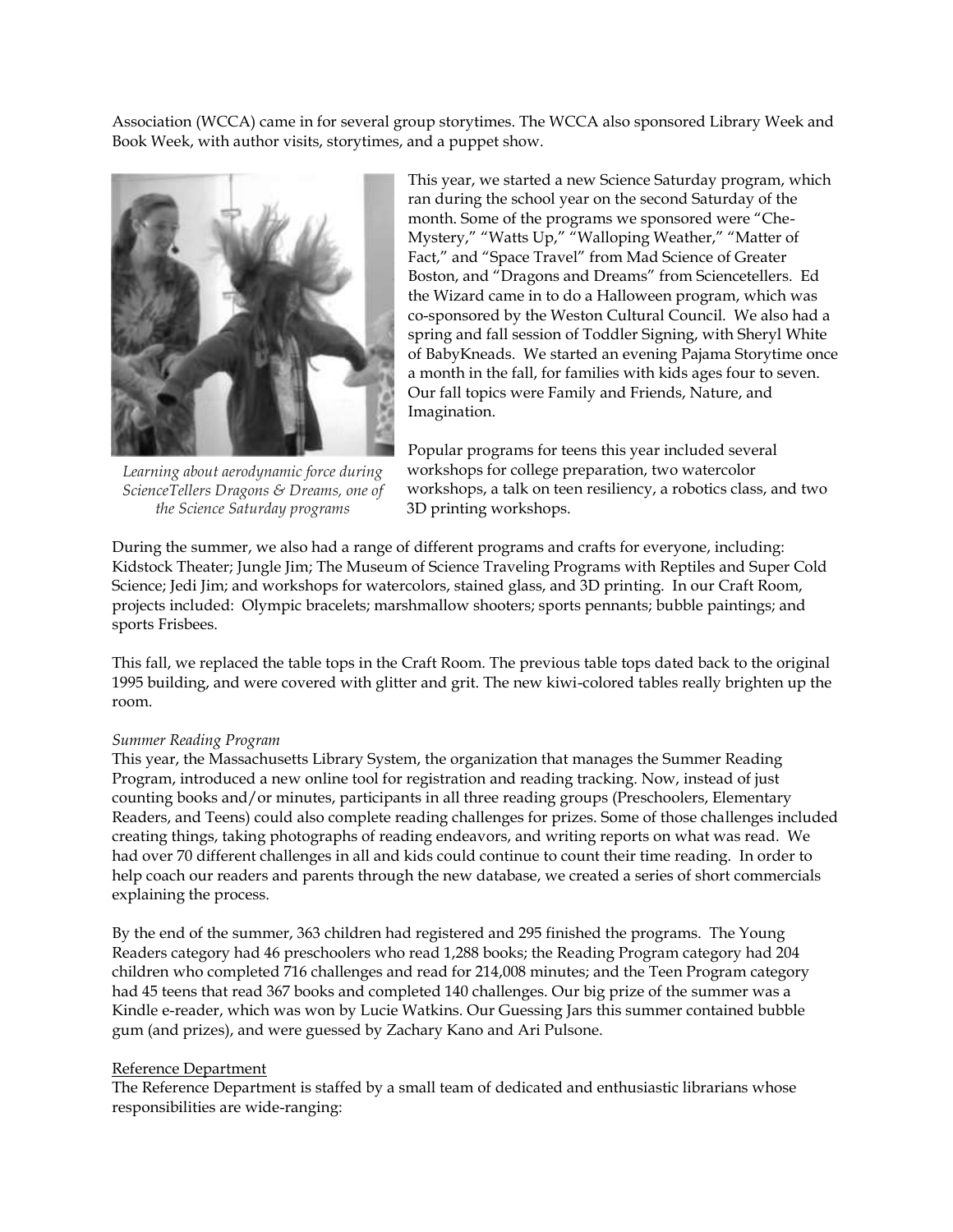Association (WCCA) came in for several group storytimes. The WCCA also sponsored Library Week and Book Week, with author visits, storytimes, and a puppet show.

This year, we started a new Science Saturday program, which ran during the school year on the second Saturday of the month. Some of the programs we sponsored were "Che-Mystery," "Watts Up," "Walloping Weather," "Matter of Fact," and "Space Travel" from Mad Science of Greater Boston, and "Dragons and Dreams" from Sciencetellers. Ed the Wizard came in to do a Halloween program, which was co-sponsored by the Weston Cultural Council. We also had a spring and fall session of Toddler Signing, with Sheryl White of BabyKneads. We started an evening Pajama Storytime once a month in the fall, for families with kids ages four to seven. Our fall topics were Family and Friends, Nature, and Imagination.

*Learning about aerodynamic force during ScienceTellers Dragons & Dreams, one of the Science Saturday programs*

Popular programs for teens this year included several workshops for college preparation, two watercolor workshops, a talk on teen resiliency, a robotics class, and two 3D printing workshops.

During the summer, we also had a range of different programs and crafts for everyone, including: Kidstock Theater; Jungle Jim; The Museum of Science Traveling Programs with Reptiles and Super Cold Science; Jedi Jim; and workshops for watercolors, stained glass, and 3D printing. In our Craft Room, projects included: Olympic bracelets; marshmallow shooters; sports pennants; bubble paintings; and sports Frisbees.

This fall, we replaced the table tops in the Craft Room. The previous table tops dated back to the original 1995 building, and were covered with glitter and grit. The new kiwi-colored tables really brighten up the room.

*Summer Reading Program*

This year, the Massachusetts Library System, the organization that manages the Summer Reading Program, introduced a new online tool for registration and reading tracking. Now, instead of just counting books and/or minutes, participants in all three reading groups (Preschoolers, Elementary Readers, and Teens) could also complete reading challenges for prizes. Some of those challenges included creating things, taking photographs of reading endeavors, and writing reports on what was read. We had over 70 different challenges in all and kids could continue to count their time reading. In order to help coach our readers and parents through the new database, we created a series of short commercials explaining the process.

By the end of the summer, 363 children had registered and 295 finished the programs. The Young Readers category had 46 preschoolers who read 1,288 books; the Reading Program category had 204 children who completed 716 challenges and read for 214,008 minutes; and the Teen Program category had 45 teens that read 367 books and completed 140 challenges. Our big prize of the summer was a Kindle e-reader, which was won by Lucie Watkins. Our Guessing Jars this summer contained bubble gum (and prizes), and were guessed by Zachary Kano and Ari Pulsone.

<u>Reference Department</u>

The Reference Department is staffed by a small team of dedicated and enthusiastic librarians whose responsibilities are wide-ranging: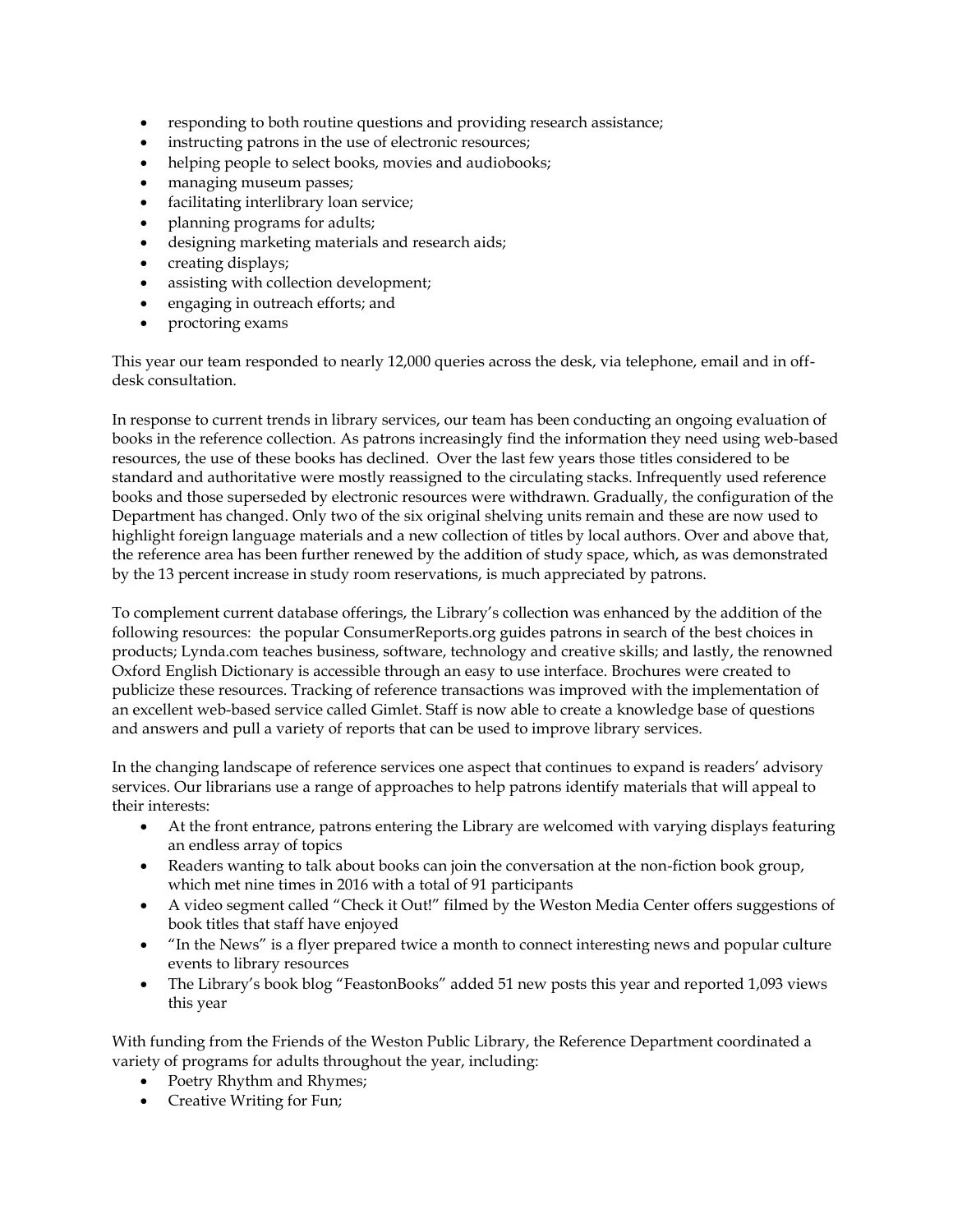- responding to both routine questions and providing research assistance;
- instructing patrons in the use of electronic resources;
- helping people to select books, movies and audiobooks;
- managing museum passes;
- facilitating interlibrary loan service;
- planning programs for adults;
- designing marketing materials and research aids;
- creating displays;
- assisting with collection development;
- engaging in outreach efforts; and
- proctoring exams

This year our team responded to nearly 12,000 queries across the desk, via telephone, email and in off-desk consultation.

In response to current trends in library services, our team has been conducting an ongoing evaluation of books in the reference collection. As patrons increasingly find the information they need using web-based resources, the use of these books has declined. Over the last few years those titles considered to be standard and authoritative were mostly reassigned to the circulating stacks. Infrequently used reference books and those superseded by electronic resources were withdrawn. Gradually, the configuration of the Department has changed. Only two of the six original shelving units remain and these are now used to highlight foreign language materials and a new collection of titles by local authors. Over and above that, the reference area has been further renewed by the addition of study space, which, as was demonstrated by the 13 percent increase in study room reservations, is much appreciated by patrons.

To complement current database offerings, the Library's collection was enhanced by the addition of the following resources: the popular ConsumerReports.org guides patrons in search of the best choices in products; Lynda.com teaches business, software, technology and creative skills; and lastly, the renowned Oxford English Dictionary is accessible through an easy to use interface. Brochures were created to publicize these resources. Tracking of reference transactions was improved with the implementation of an excellent web-based service called Gimlet. Staff is now able to create a knowledge base of questions and answers and pull a variety of reports that can be used to improve library services.

In the changing landscape of reference services one aspect that continues to expand is readers' advisory services. Our librarians use a range of approaches to help patrons identify materials that will appeal to their interests:

- At the front entrance, patrons entering the Library are welcomed with varying displays featuring an endless array of topics
- Readers wanting to talk about books can join the conversation at the non-fiction book group, which met nine times in 2016 with a total of 91 participants
- A video segment called "Check it Out!" filmed by the Weston Media Center offers suggestions of book titles that staff have enjoyed
- "In the News" is a flyer prepared twice a month to connect interesting news and popular culture events to library resources
- The Library's book blog "FeastonBooks" added 51 new posts this year and reported 1,093 views this year

With funding from the Friends of the Weston Public Library, the Reference Department coordinated a variety of programs for adults throughout the year, including:

- Poetry Rhythm and Rhymes;
- Creative Writing for Fun;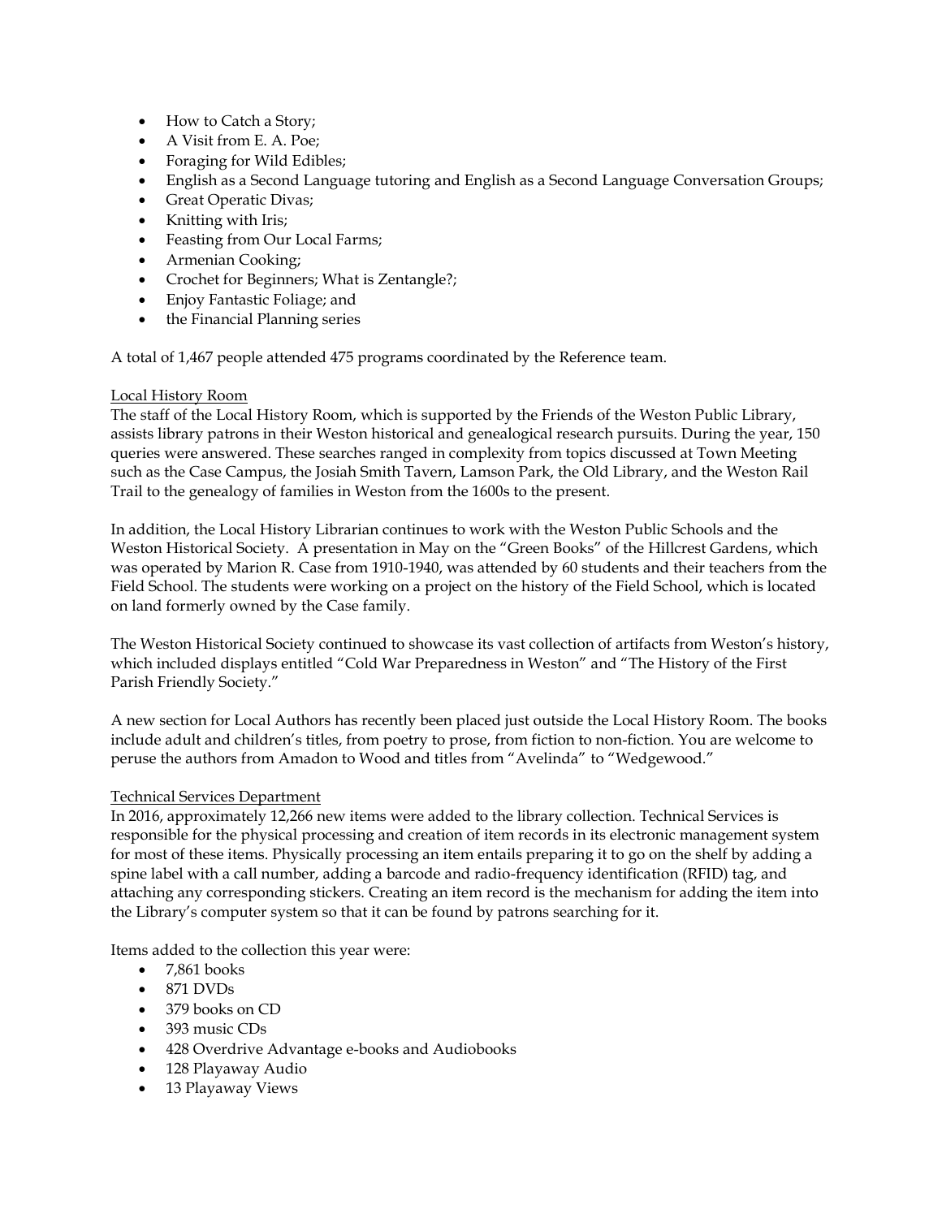- How to Catch a Story;
- A Visit from E. A. Poe;
- Foraging for Wild Edibles;
- English as a Second Language tutoring and English as a Second Language Conversation Groups;
- Great Operatic Divas;
- Knitting with Iris;
- Feasting from Our Local Farms;
- Armenian Cooking;
- Crochet for Beginners; What is Zentangle?;
- Enjoy Fantastic Foliage; and
- the Financial Planning series

A total of 1,467 people attended 475 programs coordinated by the Reference team.

Local History Room

The staff of the Local History Room, which is supported by the Friends of the Weston Public Library, assists library patrons in their Weston historical and genealogical research pursuits. During the year, 150 queries were answered. These searches ranged in complexity from topics discussed at Town Meeting such as the Case Campus, the Josiah Smith Tavern, Lamson Park, the Old Library, and the Weston Rail Trail to the genealogy of families in Weston from the 1600s to the present.

In addition, the Local History Librarian continues to work with the Weston Public Schools and the Weston Historical Society. A presentation in May on the "Green Books" of the Hillcrest Gardens, which was operated by Marion R. Case from 1910-1940, was attended by 60 students and their teachers from the Field School. The students were working on a project on the history of the Field School, which is located on land formerly owned by the Case family.

The Weston Historical Society continued to showcase its vast collection of artifacts from Weston's history, which included displays entitled "Cold War Preparedness in Weston" and "The History of the First Parish Friendly Society."

A new section for Local Authors has recently been placed just outside the Local History Room. The books include adult and children's titles, from poetry to prose, from fiction to non-fiction. You are welcome to peruse the authors from Amadon to Wood and titles from "Avelinda" to "Wedgewood."

Technical Services Department

In 2016, approximately 12,266 new items were added to the library collection. Technical Services is responsible for the physical processing and creation of item records in its electronic management system for most of these items. Physically processing an item entails preparing it to go on the shelf by adding a spine label with a call number, adding a barcode and radio-frequency identification (RFID) tag, and attaching any corresponding stickers. Creating an item record is the mechanism for adding the item into the Library's computer system so that it can be found by patrons searching for it.

Items added to the collection this year were:

- 7,861 books
- 871 DVDs
- 379 books on CD
- 393 music CDs
- 428 Overdrive Advantage e-books and Audiobooks
- 128 Playaway Audio
- 13 Playaway Views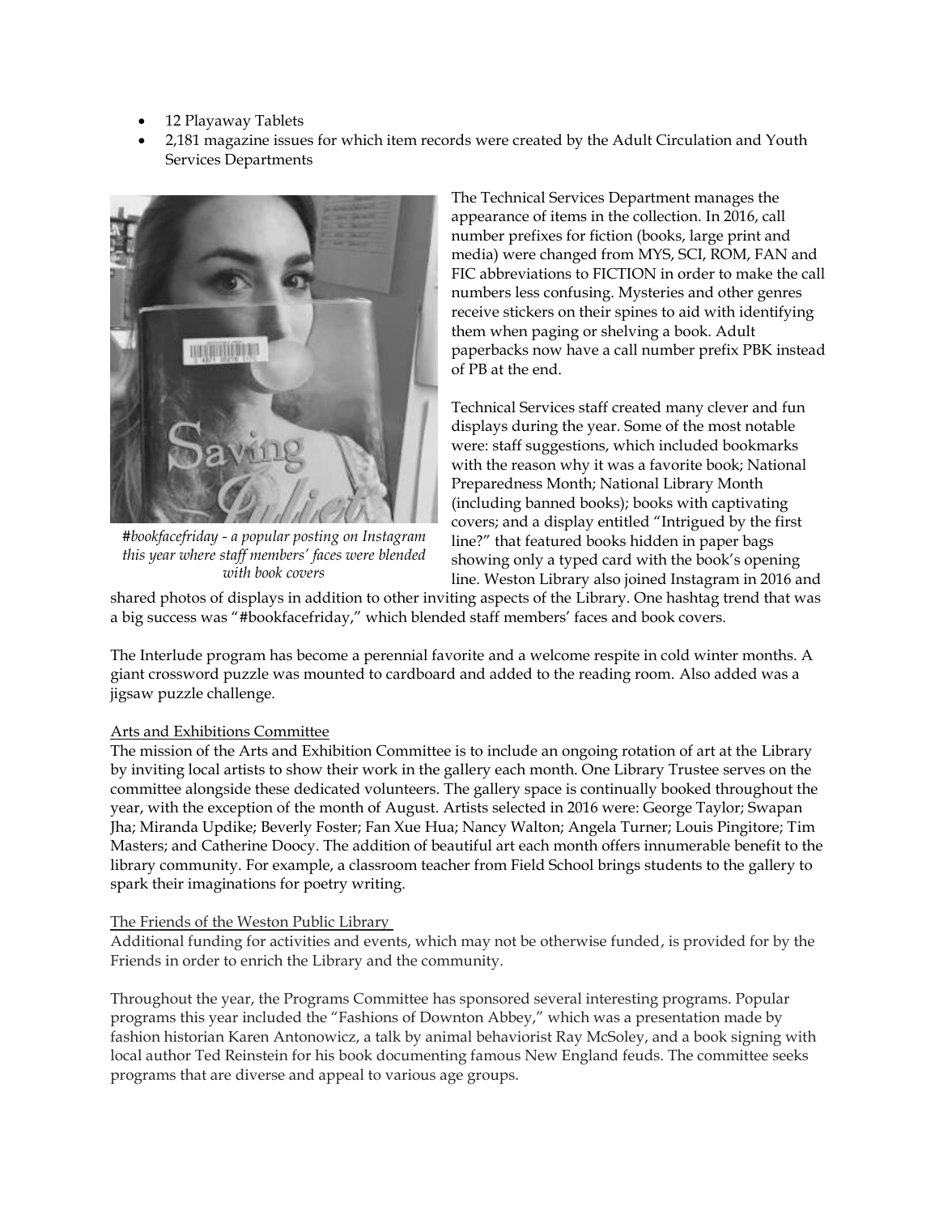- 12 Playaway Tablets
- 2,181 magazine issues for which item records were created by the Adult Circulation and Youth Services Departments

*#bookfacefriday - a popular posting on Instagram this year where staff members' faces were blended with book covers*

The Technical Services Department manages the appearance of items in the collection. In 2016, call number prefixes for fiction (books, large print and media) were changed from MYS, SCI, ROM, FAN and FIC abbreviations to FICTION in order to make the call numbers less confusing. Mysteries and other genres receive stickers on their spines to aid with identifying them when paging or shelving a book. Adult paperbacks now have a call number prefix PBK instead of PB at the end.

Technical Services staff created many clever and fun displays during the year. Some of the most notable were: staff suggestions, which included bookmarks with the reason why it was a favorite book; National Preparedness Month; National Library Month (including banned books); books with captivating covers; and a display entitled "Intrigued by the first line?" that featured books hidden in paper bags showing only a typed card with the book's opening line. Weston Library also joined Instagram in 2016 and shared photos of displays in addition to other inviting aspects of the Library. One hashtag trend that was a big success was "#bookfacefriday," which blended staff members' faces and book covers.

The Interlude program has become a perennial favorite and a welcome respite in cold winter months. A giant crossword puzzle was mounted to cardboard and added to the reading room. Also added was a jigsaw puzzle challenge.

Arts and Exhibitions Committee

The mission of the Arts and Exhibition Committee is to include an ongoing rotation of art at the Library by inviting local artists to show their work in the gallery each month. One Library Trustee serves on the committee alongside these dedicated volunteers. The gallery space is continually booked throughout the year, with the exception of the month of August. Artists selected in 2016 were: George Taylor; Swapan Jha; Miranda Updike; Beverly Foster; Fan Xue Hua; Nancy Walton; Angela Turner; Louis Pingitore; Tim Masters; and Catherine Doocy. The addition of beautiful art each month offers innumerable benefit to the library community. For example, a classroom teacher from Field School brings students to the gallery to spark their imaginations for poetry writing.

The Friends of the Weston Public Library

Additional funding for activities and events, which may not be otherwise funded, is provided for by the Friends in order to enrich the Library and the community.

Throughout the year, the Programs Committee has sponsored several interesting programs. Popular programs this year included the "Fashions of Downton Abbey," which was a presentation made by fashion historian Karen Antonowicz, a talk by animal behaviorist Ray McSoley, and a book signing with local author Ted Reinstein for his book documenting famous New England feuds. The committee seeks programs that are diverse and appeal to various age groups.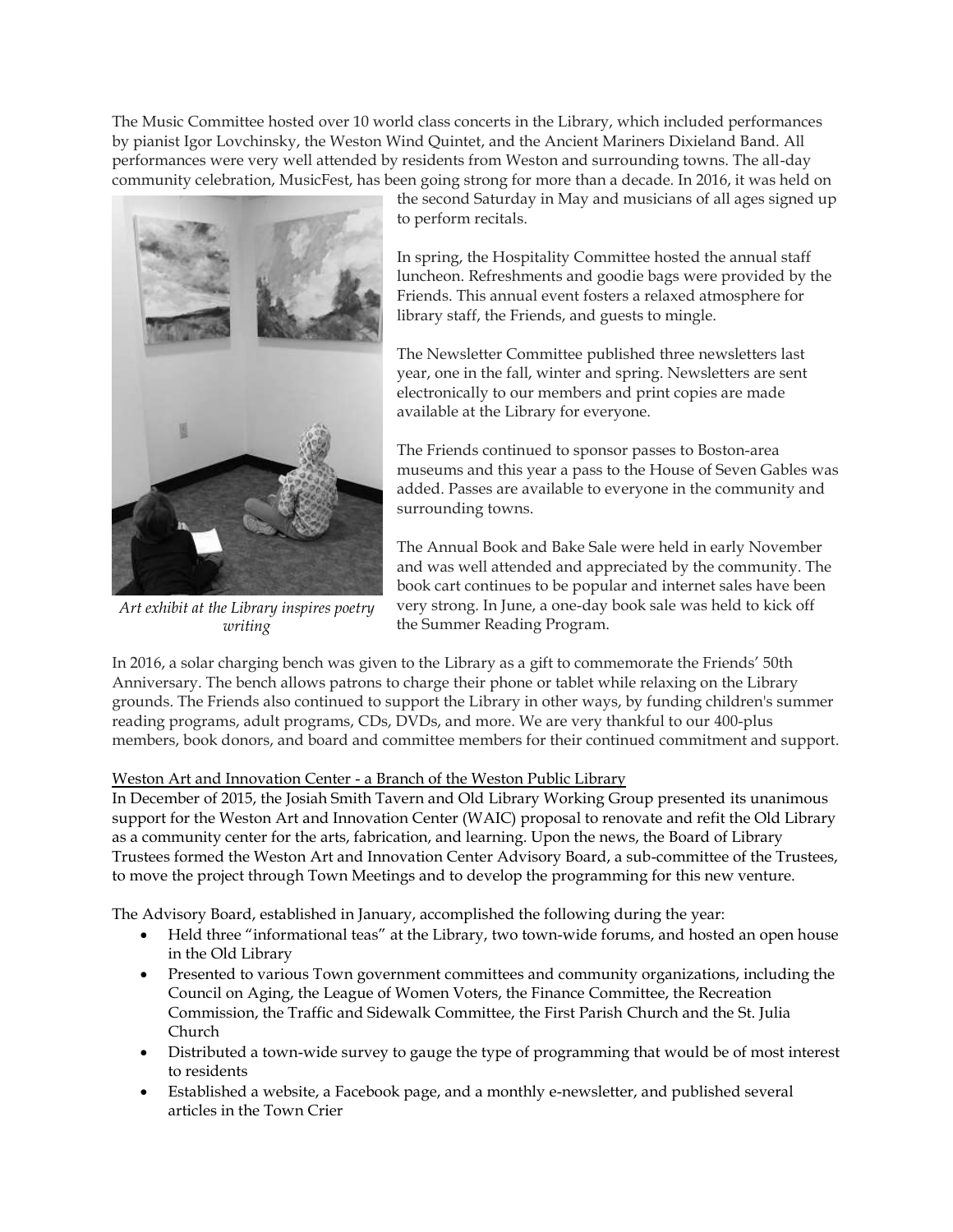The Music Committee hosted over 10 world class concerts in the Library, which included performances by pianist Igor Lovchinsky, the Weston Wind Quintet, and the Ancient Mariners Dixieland Band. All performances were very well attended by residents from Weston and surrounding towns. The all-day community celebration, MusicFest, has been going strong for more than a decade. In 2016, it was held on the second Saturday in May and musicians of all ages signed up to perform recitals.

*Art exhibit at the Library inspires poetry writing*

In spring, the Hospitality Committee hosted the annual staff luncheon. Refreshments and goodie bags were provided by the Friends. This annual event fosters a relaxed atmosphere for library staff, the Friends, and guests to mingle.

The Newsletter Committee published three newsletters last year, one in the fall, winter and spring. Newsletters are sent electronically to our members and print copies are made available at the Library for everyone.

The Friends continued to sponsor passes to Boston-area museums and this year a pass to the House of Seven Gables was added. Passes are available to everyone in the community and surrounding towns.

The Annual Book and Bake Sale were held in early November and was well attended and appreciated by the community. The book cart continues to be popular and internet sales have been very strong. In June, a one-day book sale was held to kick off the Summer Reading Program.

In 2016, a solar charging bench was given to the Library as a gift to commemorate the Friends' 50th Anniversary. The bench allows patrons to charge their phone or tablet while relaxing on the Library grounds. The Friends also continued to support the Library in other ways, by funding children's summer reading programs, adult programs, CDs, DVDs, and more. We are very thankful to our 400-plus members, book donors, and board and committee members for their continued commitment and support.

<u>Weston Art and Innovation Center - a Branch of the Weston Public Library</u>

In December of 2015, the Josiah Smith Tavern and Old Library Working Group presented its unanimous support for the Weston Art and Innovation Center (WAIC) proposal to renovate and refit the Old Library as a community center for the arts, fabrication, and learning. Upon the news, the Board of Library Trustees formed the Weston Art and Innovation Center Advisory Board, a sub-committee of the Trustees, to move the project through Town Meetings and to develop the programming for this new venture.

The Advisory Board, established in January, accomplished the following during the year:

- Held three "informational teas" at the Library, two town-wide forums, and hosted an open house in the Old Library
- Presented to various Town government committees and community organizations, including the Council on Aging, the League of Women Voters, the Finance Committee, the Recreation Commission, the Traffic and Sidewalk Committee, the First Parish Church and the St. Julia Church
- Distributed a town-wide survey to gauge the type of programming that would be of most interest to residents
- Established a website, a Facebook page, and a monthly e-newsletter, and published several articles in the Town Crier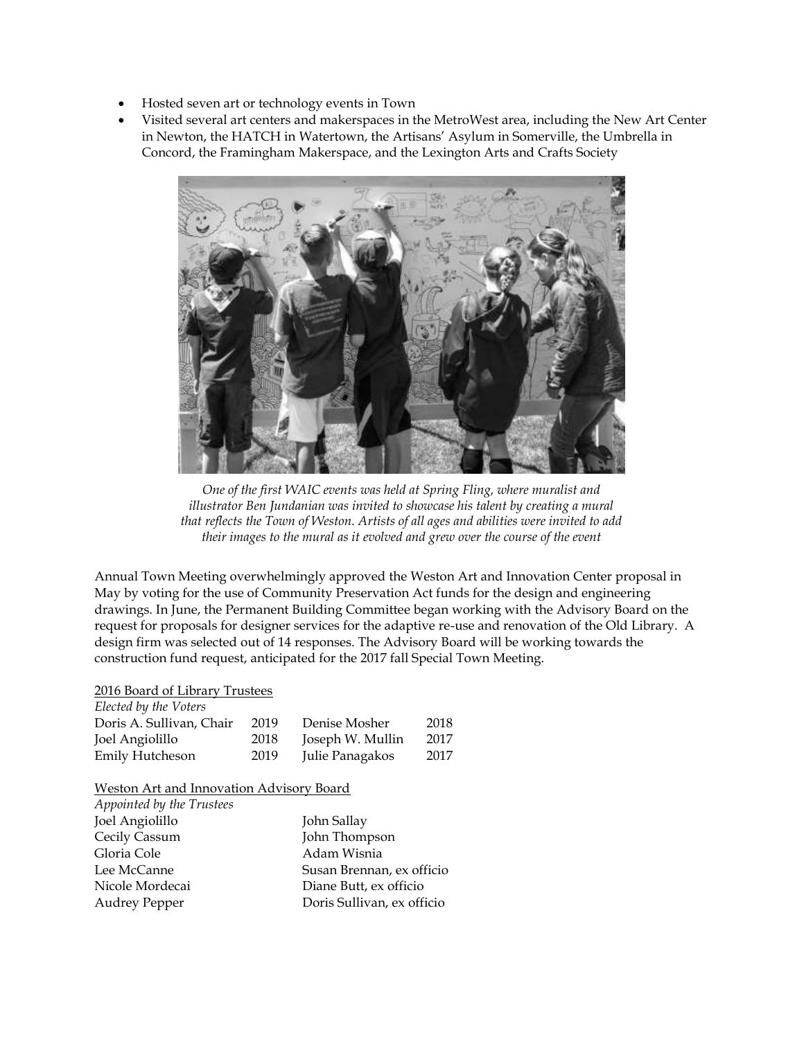- Hosted seven art or technology events in Town
- Visited several art centers and makerspaces in the MetroWest area, including the New Art Center in Newton, the HATCH in Watertown, the Artisans' Asylum in Somerville, the Umbrella in Concord, the Framingham Makerspace, and the Lexington Arts and Crafts Society

*One of the first WAIC events was held at Spring Fling, where muralist and illustrator Ben Jundanian was invited to showcase his talent by creating a mural that reflects the Town of Weston. Artists of all ages and abilities were invited to add their images to the mural as it evolved and grew over the course of the event*

Annual Town Meeting overwhelmingly approved the Weston Art and Innovation Center proposal in May by voting for the use of Community Preservation Act funds for the design and engineering drawings. In June, the Permanent Building Committee began working with the Advisory Board on the request for proposals for designer services for the adaptive re-use and renovation of the Old Library. A design firm was selected out of 14 responses. The Advisory Board will be working towards the construction fund request, anticipated for the 2017 fall Special Town Meeting.

<u>2016 Board of Library Trustees</u>

*Elected by the Voters*

| | | | |
|---|---|---|---|
| Doris A. Sullivan, Chair | 2019 | Denise Mosher | 2018 |
| Joel Angiolillo | 2018 | Joseph W. Mullin | 2017 |
| Emily Hutcheson | 2019 | Julie Panagakos | 2017 |

<u>Weston Art and Innovation Advisory Board</u>

*Appointed by the Trustees*

| | |
|---|---|
| Joel Angiolillo | John Sallay |
| Cecily Cassum | John Thompson |
| Gloria Cole | Adam Wisnia |
| Lee McCanne | Susan Brennan, ex officio |
| Nicole Mordecai | Diane Butt, ex officio |
| Audrey Pepper | Doris Sullivan, ex officio |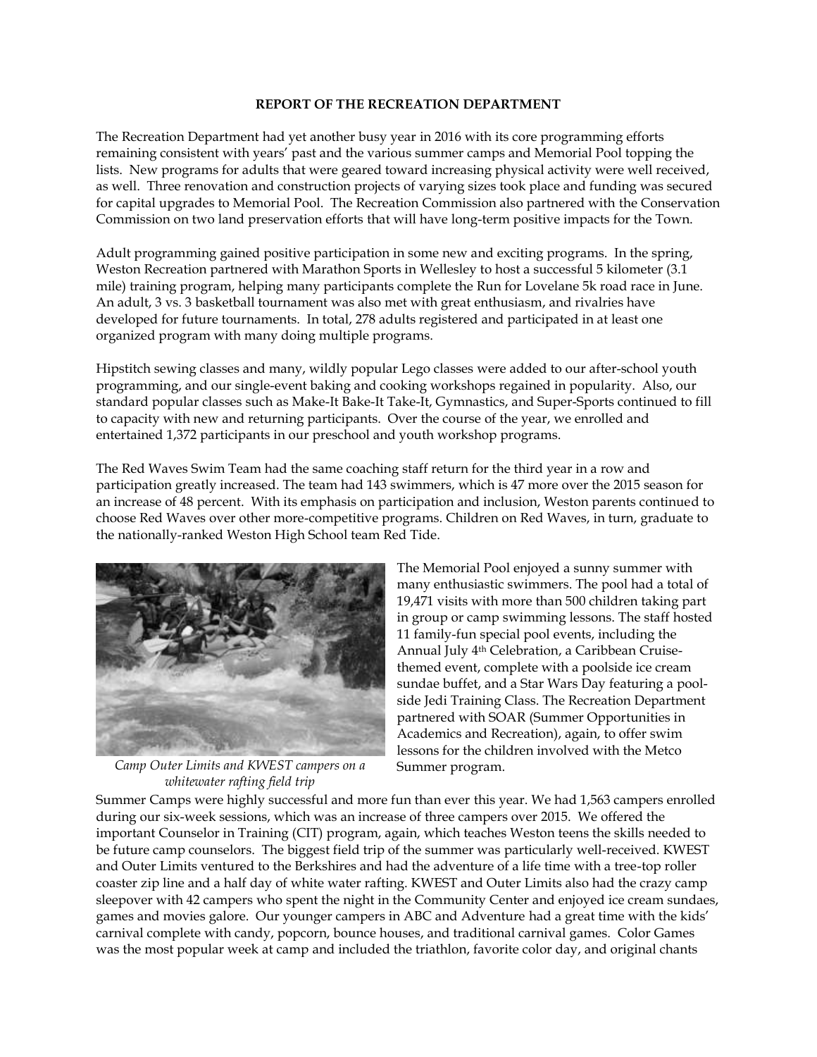**REPORT OF THE RECREATION DEPARTMENT**

The Recreation Department had yet another busy year in 2016 with its core programming efforts remaining consistent with years' past and the various summer camps and Memorial Pool topping the lists. New programs for adults that were geared toward increasing physical activity were well received, as well. Three renovation and construction projects of varying sizes took place and funding was secured for capital upgrades to Memorial Pool. The Recreation Commission also partnered with the Conservation Commission on two land preservation efforts that will have long-term positive impacts for the Town.

Adult programming gained positive participation in some new and exciting programs. In the spring, Weston Recreation partnered with Marathon Sports in Wellesley to host a successful 5 kilometer (3.1 mile) training program, helping many participants complete the Run for Lovelane 5k road race in June. An adult, 3 vs. 3 basketball tournament was also met with great enthusiasm, and rivalries have developed for future tournaments. In total, 278 adults registered and participated in at least one organized program with many doing multiple programs.

Hipstitch sewing classes and many, wildly popular Lego classes were added to our after-school youth programming, and our single-event baking and cooking workshops regained in popularity. Also, our standard popular classes such as Make-It Bake-It Take-It, Gymnastics, and Super-Sports continued to fill to capacity with new and returning participants. Over the course of the year, we enrolled and entertained 1,372 participants in our preschool and youth workshop programs.

The Red Waves Swim Team had the same coaching staff return for the third year in a row and participation greatly increased. The team had 143 swimmers, which is 47 more over the 2015 season for an increase of 48 percent. With its emphasis on participation and inclusion, Weston parents continued to choose Red Waves over other more-competitive programs. Children on Red Waves, in turn, graduate to the nationally-ranked Weston High School team Red Tide.

The Memorial Pool enjoyed a sunny summer with many enthusiastic swimmers. The pool had a total of 19,471 visits with more than 500 children taking part in group or camp swimming lessons. The staff hosted 11 family-fun special pool events, including the Annual July 4th Celebration, a Caribbean Cruise-themed event, complete with a poolside ice cream sundae buffet, and a Star Wars Day featuring a pool-side Jedi Training Class. The Recreation Department partnered with SOAR (Summer Opportunities in Academics and Recreation), again, to offer swim lessons for the children involved with the Metco Summer program.

*Camp Outer Limits and KWEST campers on a whitewater rafting field trip*

Summer Camps were highly successful and more fun than ever this year. We had 1,563 campers enrolled during our six-week sessions, which was an increase of three campers over 2015. We offered the important Counselor in Training (CIT) program, again, which teaches Weston teens the skills needed to be future camp counselors. The biggest field trip of the summer was particularly well-received. KWEST and Outer Limits ventured to the Berkshires and had the adventure of a life time with a tree-top roller coaster zip line and a half day of white water rafting. KWEST and Outer Limits also had the crazy camp sleepover with 42 campers who spent the night in the Community Center and enjoyed ice cream sundaes, games and movies galore. Our younger campers in ABC and Adventure had a great time with the kids' carnival complete with candy, popcorn, bounce houses, and traditional carnival games. Color Games was the most popular week at camp and included the triathlon, favorite color day, and original chants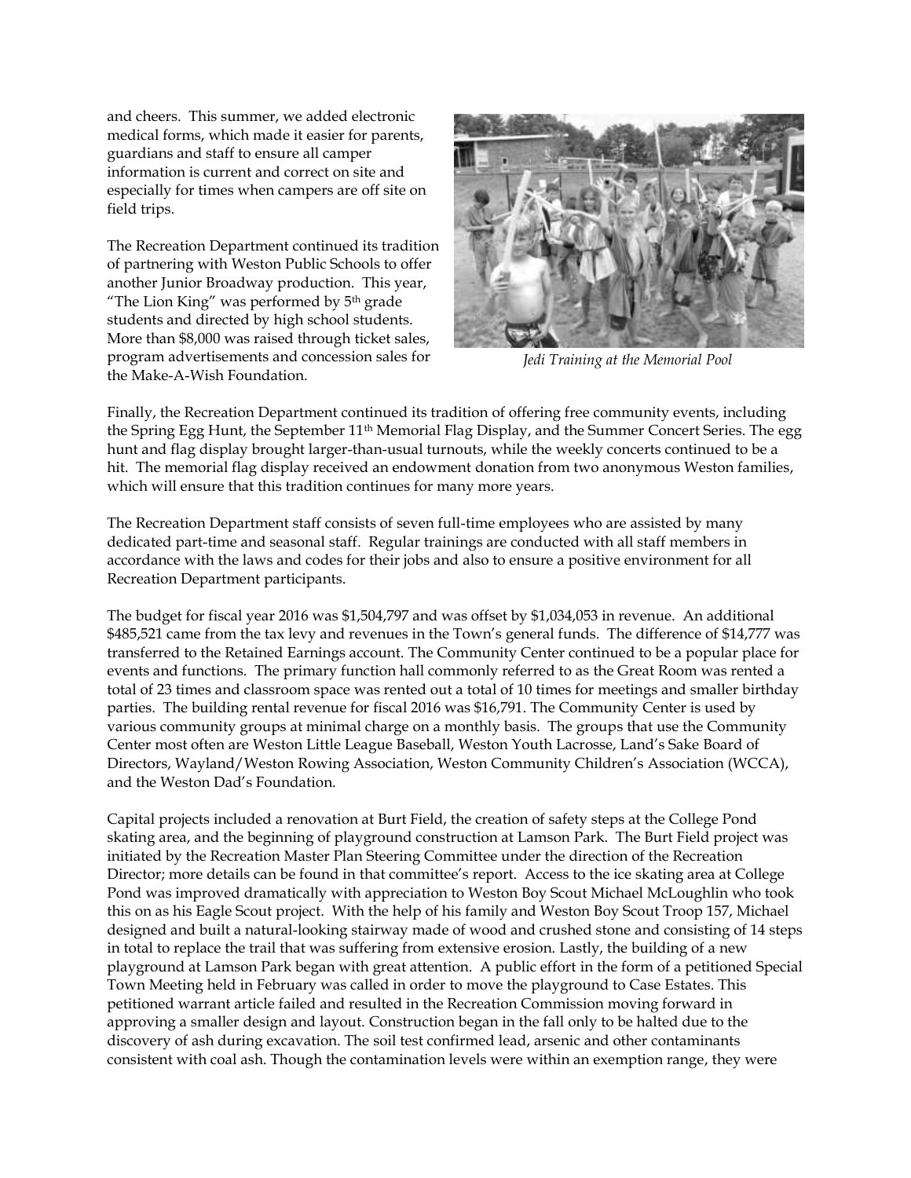and cheers. This summer, we added electronic medical forms, which made it easier for parents, guardians and staff to ensure all camper information is current and correct on site and especially for times when campers are off site on field trips.

The Recreation Department continued its tradition of partnering with Weston Public Schools to offer another Junior Broadway production. This year, "The Lion King" was performed by 5th grade students and directed by high school students. More than $8,000 was raised through ticket sales, program advertisements and concession sales for the Make-A-Wish Foundation.

*Jedi Training at the Memorial Pool*

Finally, the Recreation Department continued its tradition of offering free community events, including the Spring Egg Hunt, the September 11th Memorial Flag Display, and the Summer Concert Series. The egg hunt and flag display brought larger-than-usual turnouts, while the weekly concerts continued to be a hit. The memorial flag display received an endowment donation from two anonymous Weston families, which will ensure that this tradition continues for many more years.

The Recreation Department staff consists of seven full-time employees who are assisted by many dedicated part-time and seasonal staff. Regular trainings are conducted with all staff members in accordance with the laws and codes for their jobs and also to ensure a positive environment for all Recreation Department participants.

The budget for fiscal year 2016 was $1,504,797 and was offset by $1,034,053 in revenue. An additional $485,521 came from the tax levy and revenues in the Town's general funds. The difference of $14,777 was transferred to the Retained Earnings account. The Community Center continued to be a popular place for events and functions. The primary function hall commonly referred to as the Great Room was rented a total of 23 times and classroom space was rented out a total of 10 times for meetings and smaller birthday parties. The building rental revenue for fiscal 2016 was $16,791. The Community Center is used by various community groups at minimal charge on a monthly basis. The groups that use the Community Center most often are Weston Little League Baseball, Weston Youth Lacrosse, Land's Sake Board of Directors, Wayland/Weston Rowing Association, Weston Community Children's Association (WCCA), and the Weston Dad's Foundation.

Capital projects included a renovation at Burt Field, the creation of safety steps at the College Pond skating area, and the beginning of playground construction at Lamson Park. The Burt Field project was initiated by the Recreation Master Plan Steering Committee under the direction of the Recreation Director; more details can be found in that committee's report. Access to the ice skating area at College Pond was improved dramatically with appreciation to Weston Boy Scout Michael McLoughlin who took this on as his Eagle Scout project. With the help of his family and Weston Boy Scout Troop 157, Michael designed and built a natural-looking stairway made of wood and crushed stone and consisting of 14 steps in total to replace the trail that was suffering from extensive erosion. Lastly, the building of a new playground at Lamson Park began with great attention. A public effort in the form of a petitioned Special Town Meeting held in February was called in order to move the playground to Case Estates. This petitioned warrant article failed and resulted in the Recreation Commission moving forward in approving a smaller design and layout. Construction began in the fall only to be halted due to the discovery of ash during excavation. The soil test confirmed lead, arsenic and other contaminants consistent with coal ash. Though the contamination levels were within an exemption range, they were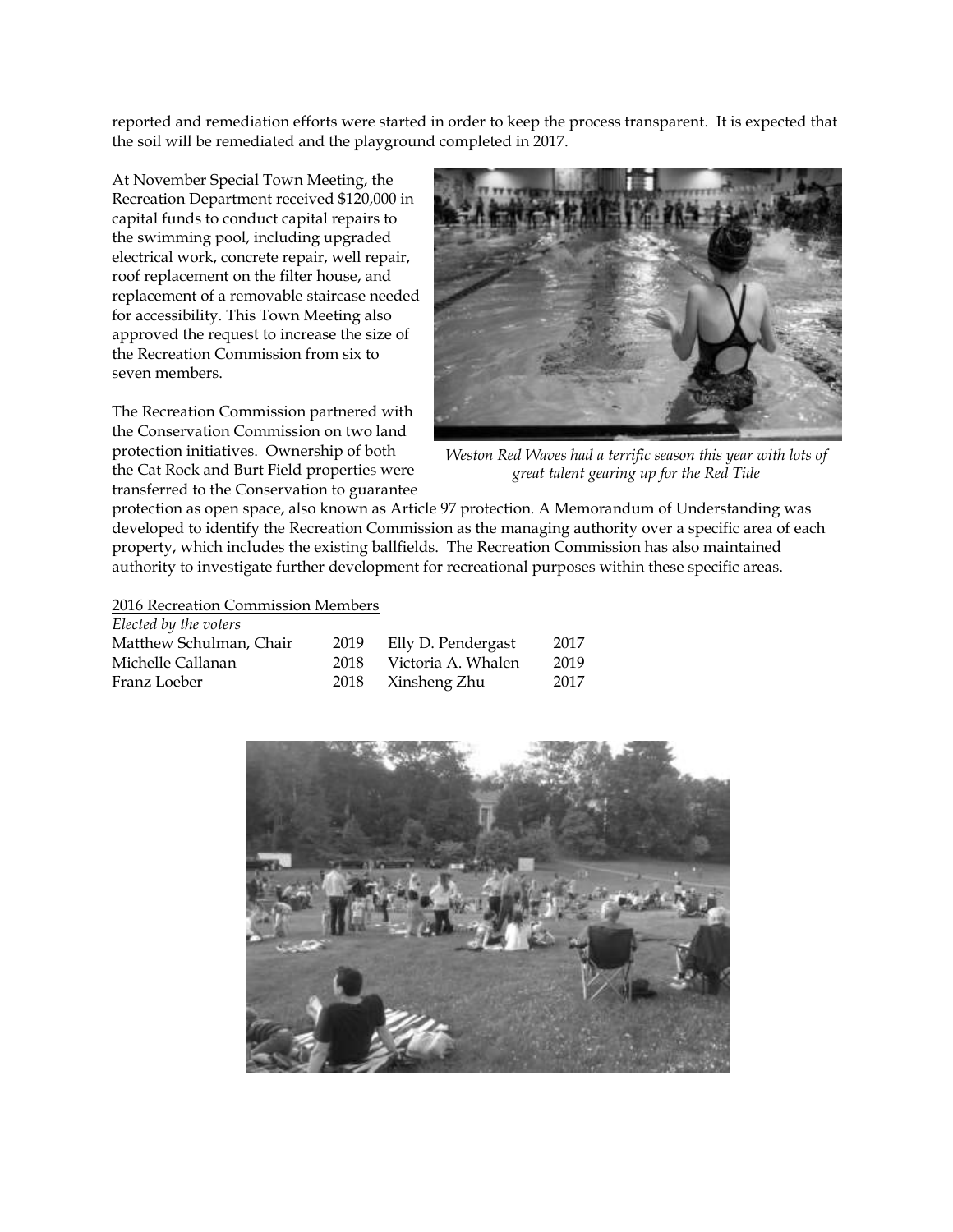reported and remediation efforts were started in order to keep the process transparent. It is expected that the soil will be remediated and the playground completed in 2017.

At November Special Town Meeting, the Recreation Department received $120,000 in capital funds to conduct capital repairs to the swimming pool, including upgraded electrical work, concrete repair, well repair, roof replacement on the filter house, and replacement of a removable staircase needed for accessibility. This Town Meeting also approved the request to increase the size of the Recreation Commission from six to seven members.

*Weston Red Waves had a terrific season this year with lots of great talent gearing up for the Red Tide*

The Recreation Commission partnered with the Conservation Commission on two land protection initiatives. Ownership of both the Cat Rock and Burt Field properties were transferred to the Conservation to guarantee protection as open space, also known as Article 97 protection. A Memorandum of Understanding was developed to identify the Recreation Commission as the managing authority over a specific area of each property, which includes the existing ballfields. The Recreation Commission has also maintained authority to investigate further development for recreational purposes within these specific areas.

2016 Recreation Commission Members

*Elected by the voters*

| | | | |
|---|---|---|---|
| Matthew Schulman, Chair | 2019 | Elly D. Pendergast | 2017 |
| Michelle Callanan | 2018 | Victoria A. Whalen | 2019 |
| Franz Loeber | 2018 | Xinsheng Zhu | 2017 |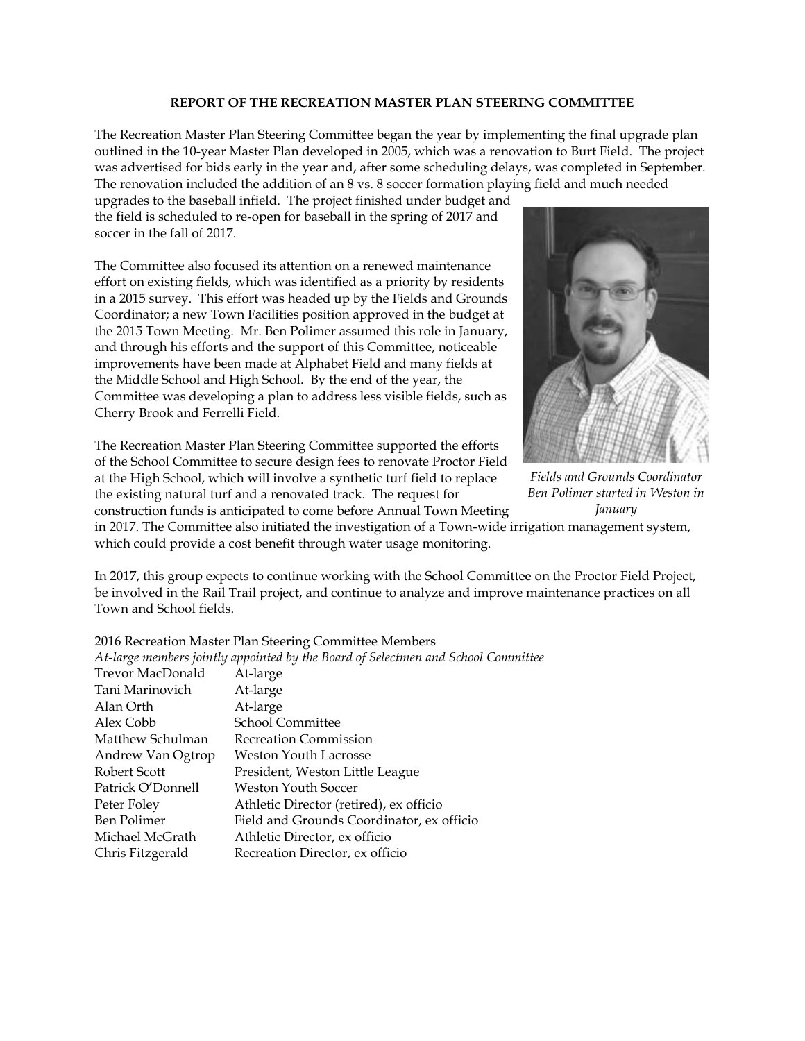## REPORT OF THE RECREATION MASTER PLAN STEERING COMMITTEE

The Recreation Master Plan Steering Committee began the year by implementing the final upgrade plan outlined in the 10-year Master Plan developed in 2005, which was a renovation to Burt Field. The project was advertised for bids early in the year and, after some scheduling delays, was completed in September. The renovation included the addition of an 8 vs. 8 soccer formation playing field and much needed upgrades to the baseball infield. The project finished under budget and the field is scheduled to re-open for baseball in the spring of 2017 and soccer in the fall of 2017.

The Committee also focused its attention on a renewed maintenance effort on existing fields, which was identified as a priority by residents in a 2015 survey. This effort was headed up by the Fields and Grounds Coordinator; a new Town Facilities position approved in the budget at the 2015 Town Meeting. Mr. Ben Polimer assumed this role in January, and through his efforts and the support of this Committee, noticeable improvements have been made at Alphabet Field and many fields at the Middle School and High School. By the end of the year, the Committee was developing a plan to address less visible fields, such as Cherry Brook and Ferrelli Field.

*Fields and Grounds Coordinator Ben Polimer started in Weston in January*

The Recreation Master Plan Steering Committee supported the efforts of the School Committee to secure design fees to renovate Proctor Field at the High School, which will involve a synthetic turf field to replace the existing natural turf and a renovated track. The request for construction funds is anticipated to come before Annual Town Meeting in 2017. The Committee also initiated the investigation of a Town-wide irrigation management system, which could provide a cost benefit through water usage monitoring.

In 2017, this group expects to continue working with the School Committee on the Proctor Field Project, be involved in the Rail Trail project, and continue to analyze and improve maintenance practices on all Town and School fields.

2016 Recreation Master Plan Steering Committee Members

*At-large members jointly appointed by the Board of Selectmen and School Committee*

| | |
|---|---|
| Trevor MacDonald | At-large |
| Tani Marinovich | At-large |
| Alan Orth | At-large |
| Alex Cobb | School Committee |
| Matthew Schulman | Recreation Commission |
| Andrew Van Ogtrop | Weston Youth Lacrosse |
| Robert Scott | President, Weston Little League |
| Patrick O'Donnell | Weston Youth Soccer |
| Peter Foley | Athletic Director (retired), ex officio |
| Ben Polimer | Field and Grounds Coordinator, ex officio |
| Michael McGrath | Athletic Director, ex officio |
| Chris Fitzgerald | Recreation Director, ex officio |